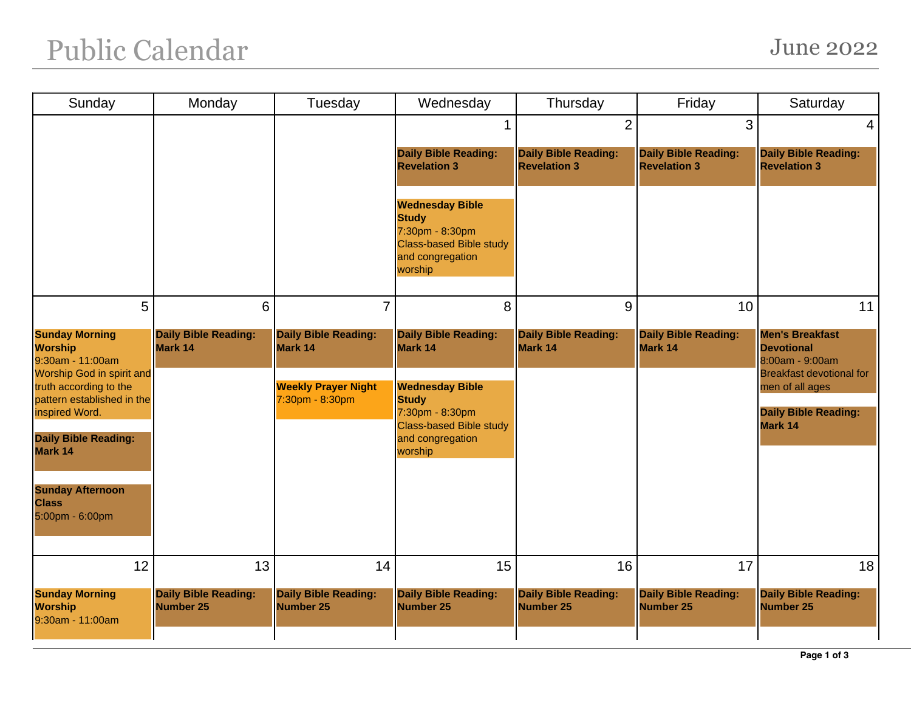# Public Calendar

## June 2022

| Sunday | Monday | Tuesday | Wednesday | Thursday | Friday | Saturday |
|---|---|---|---|---|---|---|
| | | | 1<br>**Daily Bible Reading: Revelation 3**<br><br>**Wednesday Bible Study**<br>7:30pm - 8:30pm<br>Class-based Bible study and congregation worship | 2<br>**Daily Bible Reading: Revelation 3** | 3<br>**Daily Bible Reading: Revelation 3** | 4<br>**Daily Bible Reading: Revelation 3** |
| 5<br>**Sunday Morning Worship**<br>9:30am - 11:00am<br>Worship God in spirit and truth according to the pattern established in the inspired Word.<br><br>**Daily Bible Reading: Mark 14**<br><br>**Sunday Afternoon Class**<br>5:00pm - 6:00pm | 6<br>**Daily Bible Reading: Mark 14** | 7<br>**Daily Bible Reading: Mark 14**<br><br>**Weekly Prayer Night**<br>7:30pm - 8:30pm | 8<br>**Daily Bible Reading: Mark 14**<br><br>**Wednesday Bible Study**<br>7:30pm - 8:30pm<br>Class-based Bible study and congregation worship | 9<br>**Daily Bible Reading: Mark 14** | 10<br>**Daily Bible Reading: Mark 14** | 11<br>**Men's Breakfast Devotional**<br>8:00am - 9:00am<br>Breakfast devotional for men of all ages<br><br>**Daily Bible Reading: Mark 14** |
| 12<br>**Sunday Morning Worship**<br>9:30am - 11:00am | 13<br>**Daily Bible Reading: Number 25** | 14<br>**Daily Bible Reading: Number 25** | 15<br>**Daily Bible Reading: Number 25** | 16<br>**Daily Bible Reading: Number 25** | 17<br>**Daily Bible Reading: Number 25** | 18<br>**Daily Bible Reading: Number 25** |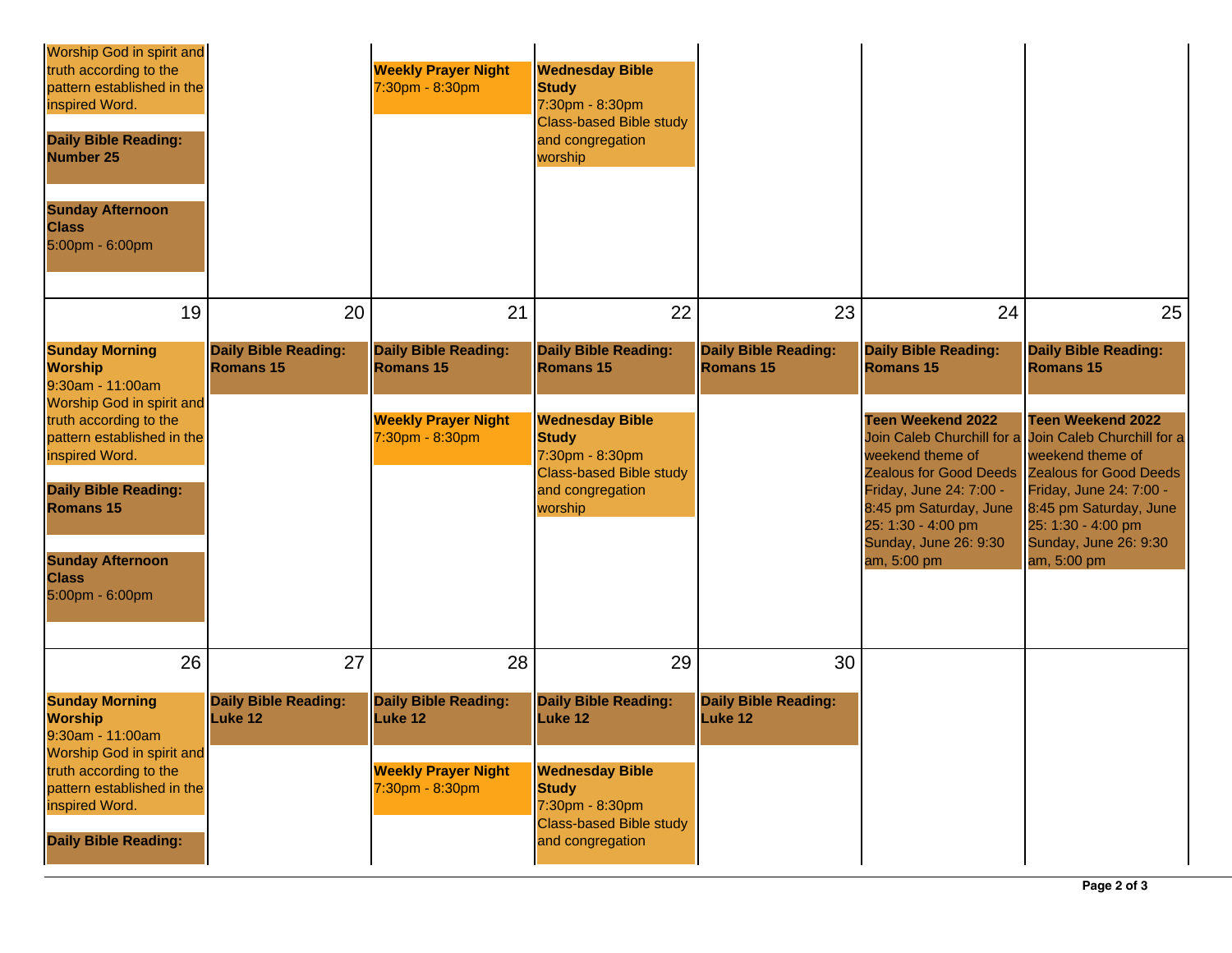| | | | | | | |
|---|---|---|---|---|---|---|
| Worship God in spirit and truth according to the pattern established in the inspired Word.<br><br>**Daily Bible Reading: Number 25**<br><br>**Sunday Afternoon Class**<br>5:00pm - 6:00pm | | **Weekly Prayer Night**<br>7:30pm - 8:30pm | **Wednesday Bible Study**<br>7:30pm - 8:30pm<br>Class-based Bible study and congregation worship | | | |
| 19<br><br>**Sunday Morning Worship**<br>9:30am - 11:00am<br>Worship God in spirit and truth according to the pattern established in the inspired Word.<br><br>**Daily Bible Reading: Romans 15**<br><br>**Sunday Afternoon Class**<br>5:00pm - 6:00pm | 20<br><br>**Daily Bible Reading: Romans 15** | 21<br><br>**Daily Bible Reading: Romans 15**<br><br>**Weekly Prayer Night**<br>7:30pm - 8:30pm | 22<br><br>**Daily Bible Reading: Romans 15**<br><br>**Wednesday Bible Study**<br>7:30pm - 8:30pm<br>Class-based Bible study and congregation worship | 23<br><br>**Daily Bible Reading: Romans 15** | 24<br><br>**Daily Bible Reading: Romans 15**<br><br>**Teen Weekend 2022**<br>Join Caleb Churchill for a weekend theme of Zealous for Good Deeds Friday, June 24: 7:00 - 8:45 pm Saturday, June 25: 1:30 - 4:00 pm Sunday, June 26: 9:30 am, 5:00 pm | 25<br><br>**Daily Bible Reading: Romans 15**<br><br>**Teen Weekend 2022**<br>Join Caleb Churchill for a weekend theme of Zealous for Good Deeds Friday, June 24: 7:00 - 8:45 pm Saturday, June 25: 1:30 - 4:00 pm Sunday, June 26: 9:30 am, 5:00 pm |
| 26<br><br>**Sunday Morning Worship**<br>9:30am - 11:00am<br>Worship God in spirit and truth according to the pattern established in the inspired Word.<br><br>**Daily Bible Reading:** | 27<br><br>**Daily Bible Reading: Luke 12** | 28<br><br>**Daily Bible Reading: Luke 12**<br><br>**Weekly Prayer Night**<br>7:30pm - 8:30pm | 29<br><br>**Daily Bible Reading: Luke 12**<br><br>**Wednesday Bible Study**<br>7:30pm - 8:30pm<br>Class-based Bible study and congregation | 30<br><br>**Daily Bible Reading: Luke 12** | | |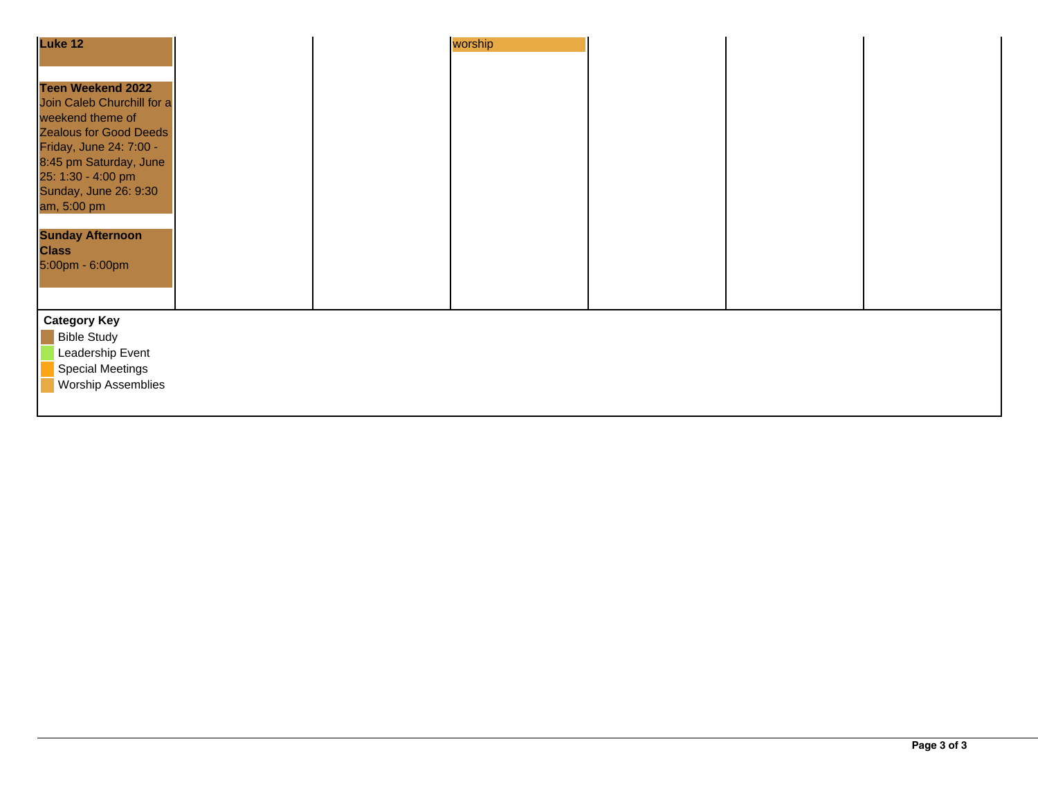| | | | | | | |
|---|---|---|---|---|---|---|
| **Luke 12**<br><br>**Teen Weekend 2022**<br>Join Caleb Churchill for a weekend theme of Zealous for Good Deeds Friday, June 24: 7:00 - 8:45 pm Saturday, June 25: 1:30 - 4:00 pm Sunday, June 26: 9:30 am, 5:00 pm<br><br>**Sunday Afternoon Class**<br>5:00pm - 6:00pm | | | worship | | | |

**Category Key**

- Bible Study
- Leadership Event
- Special Meetings
- Worship Assemblies